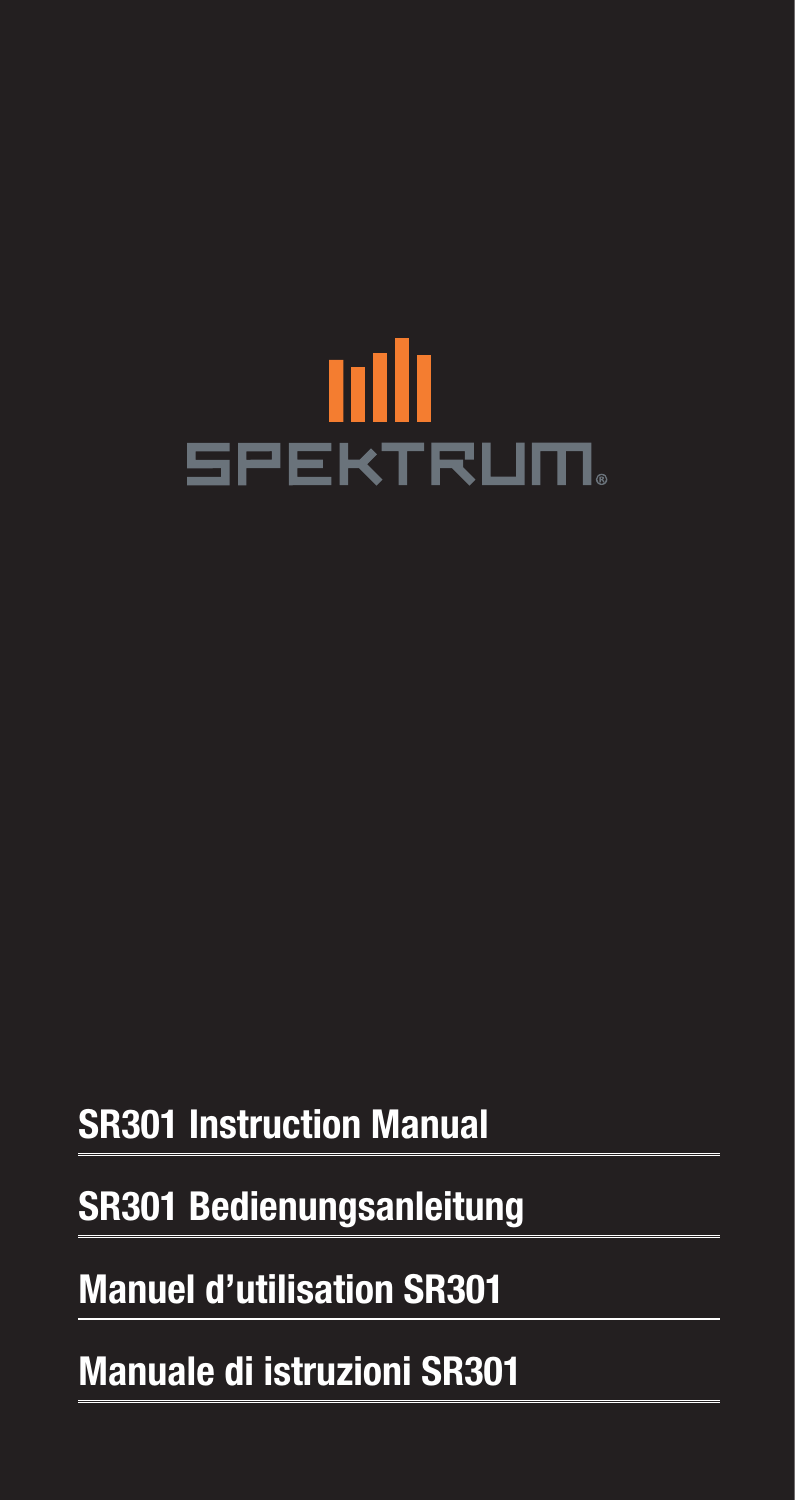SPEKTRUM

**SR301 Instruction Manual**

**SR301 Bedienungsanleitung**

**Manuel d'utilisation SR301**

**Manuale di istruzioni SR301**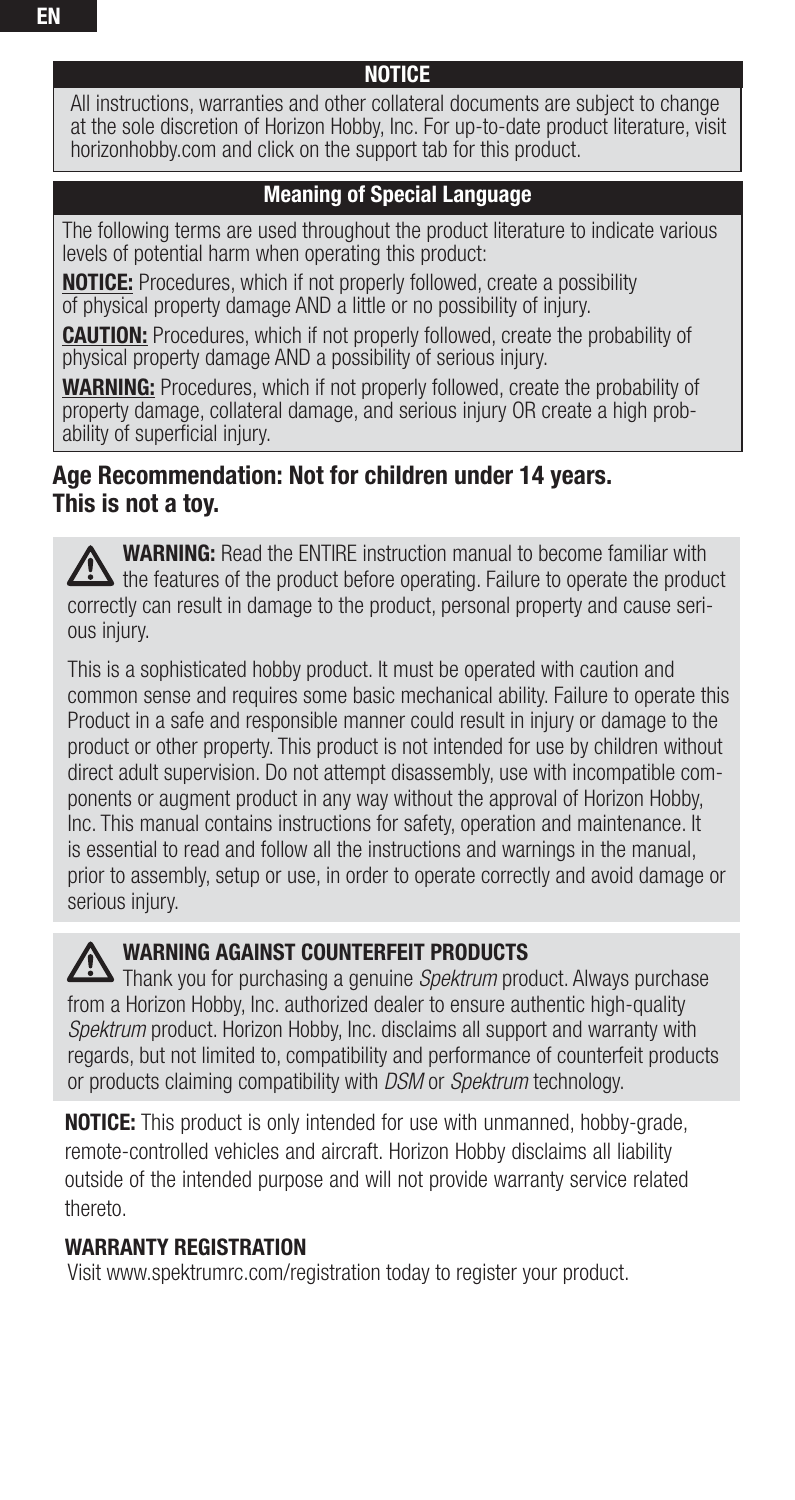## NOTICE

All instructions, warranties and other collateral documents are subject to change at the sole discretion of Horizon Hobby, Inc. For up-to-date product literature, visit horizonhobby.com and click on the support tab for this product.

## Meaning of Special Language

The following terms are used throughout the product literature to indicate various levels of potential harm when operating this product:

**NOTICE:** Procedures, which if not properly followed, create a possibility of physical property damage AND a little or no possibility of injury.

**CAUTION:** Procedures, which if not properly followed, create the probability of physical property damage AND a possibility of serious injury.

**WARNING:** Procedures, which if not properly followed, create the probability of property damage, collateral damage, and serious injury OR create a high probability of superficial injury.

## Age Recommendation: Not for children under 14 years. This is not a toy.

**WARNING:** Read the ENTIRE instruction manual to become familiar with the features of the product before operating. Failure to operate the product correctly can result in damage to the product, personal property and cause serious injury.

This is a sophisticated hobby product. It must be operated with caution and common sense and requires some basic mechanical ability. Failure to operate this Product in a safe and responsible manner could result in injury or damage to the product or other property. This product is not intended for use by children without direct adult supervision. Do not attempt disassembly, use with incompatible components or augment product in any way without the approval of Horizon Hobby, Inc. This manual contains instructions for safety, operation and maintenance. It is essential to read and follow all the instructions and warnings in the manual, prior to assembly, setup or use, in order to operate correctly and avoid damage or serious injury.

### WARNING AGAINST COUNTERFEIT PRODUCTS

Thank you for purchasing a genuine *Spektrum* product. Always purchase from a Horizon Hobby, Inc. authorized dealer to ensure authentic high-quality *Spektrum* product. Horizon Hobby, Inc. disclaims all support and warranty with regards, but not limited to, compatibility and performance of counterfeit products or products claiming compatibility with *DSM* or *Spektrum* technology.

**NOTICE:** This product is only intended for use with unmanned, hobby-grade, remote-controlled vehicles and aircraft. Horizon Hobby disclaims all liability outside of the intended purpose and will not provide warranty service related thereto.

### WARRANTY REGISTRATION

Visit www.spektrumrc.com/registration today to register your product.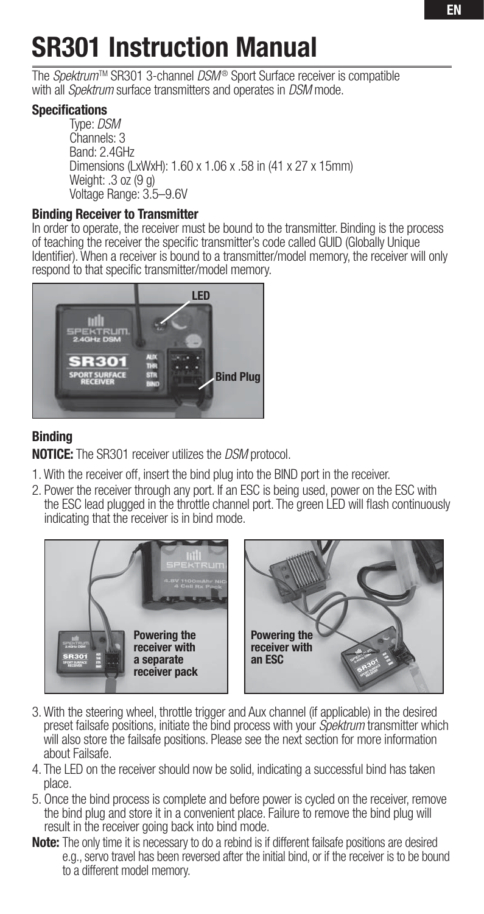# SR301 Instruction Manual

The *Spektrum*™ SR301 3-channel *DSM*® Sport Surface receiver is compatible with all *Spektrum* surface transmitters and operates in *DSM* mode.

### Specifications

Type: *DSM*
Channels: 3
Band: 2.4GHz
Dimensions (LxWxH): 1.60 x 1.06 x .58 in (41 x 27 x 15mm)
Weight: .3 oz (9 g)
Voltage Range: 3.5–9.6V

### Binding Receiver to Transmitter

In order to operate, the receiver must be bound to the transmitter. Binding is the process of teaching the receiver the specific transmitter's code called GUID (Globally Unique Identifier). When a receiver is bound to a transmitter/model memory, the receiver will only respond to that specific transmitter/model memory.

LED

Bind Plug

## Binding

**NOTICE:** The SR301 receiver utilizes the *DSM* protocol.

1. With the receiver off, insert the bind plug into the BIND port in the receiver.
2. Power the receiver through any port. If an ESC is being used, power on the ESC with the ESC lead plugged in the throttle channel port. The green LED will flash continuously indicating that the receiver is in bind mode.

**Powering the receiver with a separate receiver pack**

**Powering the receiver with an ESC**

3. With the steering wheel, throttle trigger and Aux channel (if applicable) in the desired preset failsafe positions, initiate the bind process with your *Spektrum* transmitter which will also store the failsafe positions. Please see the next section for more information about Failsafe.
4. The LED on the receiver should now be solid, indicating a successful bind has taken place.
5. Once the bind process is complete and before power is cycled on the receiver, remove the bind plug and store it in a convenient place. Failure to remove the bind plug will result in the receiver going back into bind mode.

**Note:** The only time it is necessary to do a rebind is if different failsafe positions are desired e.g., servo travel has been reversed after the initial bind, or if the receiver is to be bound to a different model memory.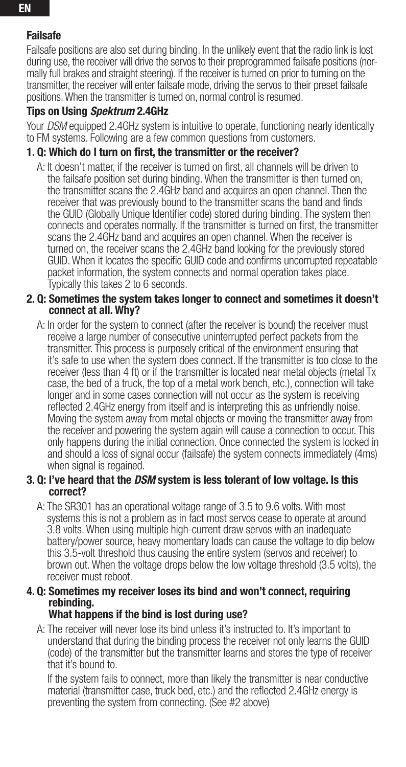## Failsafe

Failsafe positions are also set during binding. In the unlikely event that the radio link is lost during use, the receiver will drive the servos to their preprogrammed failsafe positions (normally full brakes and straight steering). If the receiver is turned on prior to turning on the transmitter, the receiver will enter failsafe mode, driving the servos to their preset failsafe positions. When the transmitter is turned on, normal control is resumed.

## Tips on Using *Spektrum* 2.4GHz

Your *DSM* equipped 2.4GHz system is intuitive to operate, functioning nearly identically to FM systems. Following are a few common questions from customers.

**1. Q: Which do I turn on first, the transmitter or the receiver?**

A: It doesn't matter, if the receiver is turned on first, all channels will be driven to the failsafe position set during binding. When the transmitter is then turned on, the transmitter scans the 2.4GHz band and acquires an open channel. Then the receiver that was previously bound to the transmitter scans the band and finds the GUID (Globally Unique Identifier code) stored during binding. The system then connects and operates normally. If the transmitter is turned on first, the transmitter scans the 2.4GHz band and acquires an open channel. When the receiver is turned on, the receiver scans the 2.4GHz band looking for the previously stored GUID. When it locates the specific GUID code and confirms uncorrupted repeatable packet information, the system connects and normal operation takes place. Typically this takes 2 to 6 seconds.

**2. Q: Sometimes the system takes longer to connect and sometimes it doesn't connect at all. Why?**

A: In order for the system to connect (after the receiver is bound) the receiver must receive a large number of consecutive uninterrupted perfect packets from the transmitter. This process is purposely critical of the environment ensuring that it's safe to use when the system does connect. If the transmitter is too close to the receiver (less than 4 ft) or if the transmitter is located near metal objects (metal Tx case, the bed of a truck, the top of a metal work bench, etc.), connection will take longer and in some cases connection will not occur as the system is receiving reflected 2.4GHz energy from itself and is interpreting this as unfriendly noise. Moving the system away from metal objects or moving the transmitter away from the receiver and powering the system again will cause a connection to occur. This only happens during the initial connection. Once connected the system is locked in and should a loss of signal occur (failsafe) the system connects immediately (4ms) when signal is regained.

**3. Q: I've heard that the *DSM* system is less tolerant of low voltage. Is this correct?**

A: The SR301 has an operational voltage range of 3.5 to 9.6 volts. With most systems this is not a problem as in fact most servos cease to operate at around 3.8 volts. When using multiple high-current draw servos with an inadequate battery/power source, heavy momentary loads can cause the voltage to dip below this 3.5-volt threshold thus causing the entire system (servos and receiver) to brown out. When the voltage drops below the low voltage threshold (3.5 volts), the receiver must reboot.

**4. Q: Sometimes my receiver loses its bind and won't connect, requiring rebinding.
What happens if the bind is lost during use?**

A: The receiver will never lose its bind unless it's instructed to. It's important to understand that during the binding process the receiver not only learns the GUID (code) of the transmitter but the transmitter learns and stores the type of receiver that it's bound to.

If the system fails to connect, more than likely the transmitter is near conductive material (transmitter case, truck bed, etc.) and the reflected 2.4GHz energy is preventing the system from connecting. (See #2 above)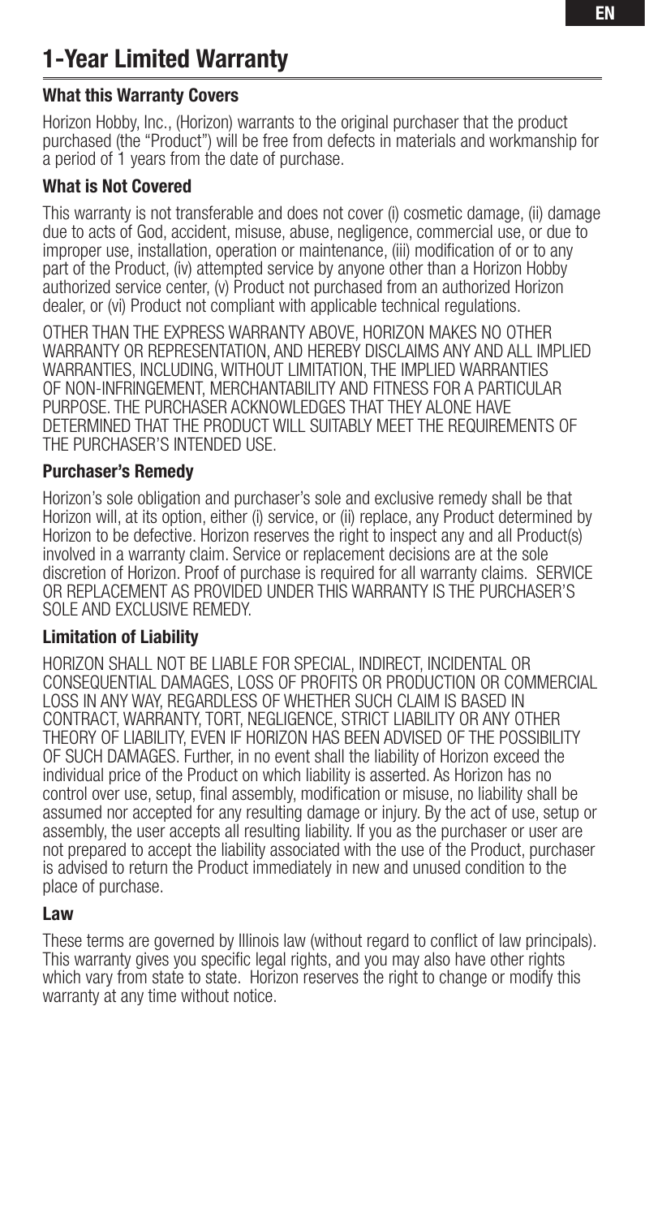# 1-Year Limited Warranty

### What this Warranty Covers

Horizon Hobby, Inc., (Horizon) warrants to the original purchaser that the product purchased (the "Product") will be free from defects in materials and workmanship for a period of 1 years from the date of purchase.

### What is Not Covered

This warranty is not transferable and does not cover (i) cosmetic damage, (ii) damage due to acts of God, accident, misuse, abuse, negligence, commercial use, or due to improper use, installation, operation or maintenance, (iii) modification of or to any part of the Product, (iv) attempted service by anyone other than a Horizon Hobby authorized service center, (v) Product not purchased from an authorized Horizon dealer, or (vi) Product not compliant with applicable technical regulations.

OTHER THAN THE EXPRESS WARRANTY ABOVE, HORIZON MAKES NO OTHER WARRANTY OR REPRESENTATION, AND HEREBY DISCLAIMS ANY AND ALL IMPLIED WARRANTIES, INCLUDING, WITHOUT LIMITATION, THE IMPLIED WARRANTIES OF NON-INFRINGEMENT, MERCHANTABILITY AND FITNESS FOR A PARTICULAR PURPOSE. THE PURCHASER ACKNOWLEDGES THAT THEY ALONE HAVE DETERMINED THAT THE PRODUCT WILL SUITABLY MEET THE REQUIREMENTS OF THE PURCHASER'S INTENDED USE.

### Purchaser's Remedy

Horizon's sole obligation and purchaser's sole and exclusive remedy shall be that Horizon will, at its option, either (i) service, or (ii) replace, any Product determined by Horizon to be defective. Horizon reserves the right to inspect any and all Product(s) involved in a warranty claim. Service or replacement decisions are at the sole discretion of Horizon. Proof of purchase is required for all warranty claims. SERVICE OR REPLACEMENT AS PROVIDED UNDER THIS WARRANTY IS THE PURCHASER'S SOLE AND EXCLUSIVE REMEDY.

### Limitation of Liability

HORIZON SHALL NOT BE LIABLE FOR SPECIAL, INDIRECT, INCIDENTAL OR CONSEQUENTIAL DAMAGES, LOSS OF PROFITS OR PRODUCTION OR COMMERCIAL LOSS IN ANY WAY, REGARDLESS OF WHETHER SUCH CLAIM IS BASED IN CONTRACT, WARRANTY, TORT, NEGLIGENCE, STRICT LIABILITY OR ANY OTHER THEORY OF LIABILITY, EVEN IF HORIZON HAS BEEN ADVISED OF THE POSSIBILITY OF SUCH DAMAGES. Further, in no event shall the liability of Horizon exceed the individual price of the Product on which liability is asserted. As Horizon has no control over use, setup, final assembly, modification or misuse, no liability shall be assumed nor accepted for any resulting damage or injury. By the act of use, setup or assembly, the user accepts all resulting liability. If you as the purchaser or user are not prepared to accept the liability associated with the use of the Product, purchaser is advised to return the Product immediately in new and unused condition to the place of purchase.

### Law

These terms are governed by Illinois law (without regard to conflict of law principals). This warranty gives you specific legal rights, and you may also have other rights which vary from state to state. Horizon reserves the right to change or modify this warranty at any time without notice.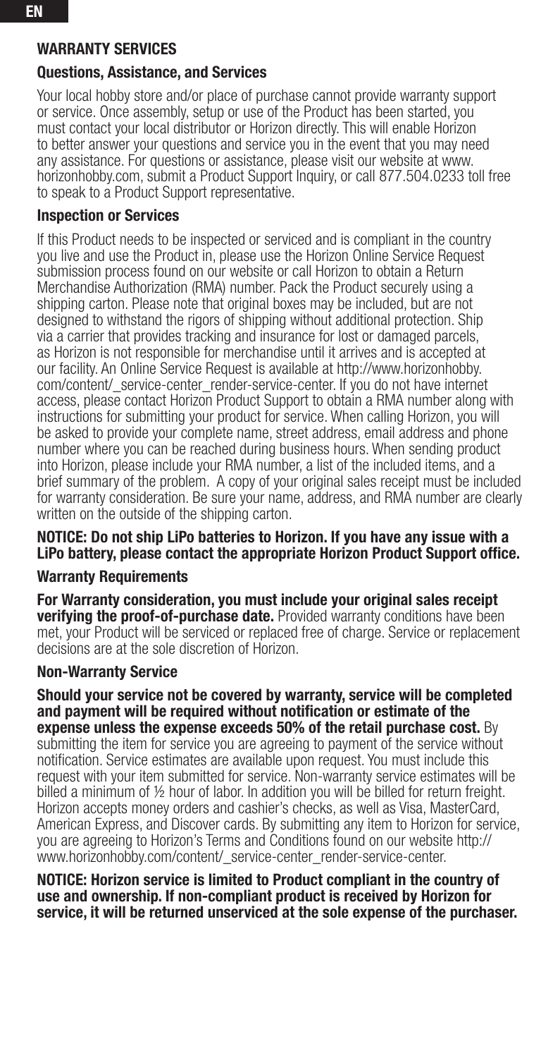## WARRANTY SERVICES

### Questions, Assistance, and Services

Your local hobby store and/or place of purchase cannot provide warranty support or service. Once assembly, setup or use of the Product has been started, you must contact your local distributor or Horizon directly. This will enable Horizon to better answer your questions and service you in the event that you may need any assistance. For questions or assistance, please visit our website at www.horizonhobby.com, submit a Product Support Inquiry, or call 877.504.0233 toll free to speak to a Product Support representative.

### Inspection or Services

If this Product needs to be inspected or serviced and is compliant in the country you live and use the Product in, please use the Horizon Online Service Request submission process found on our website or call Horizon to obtain a Return Merchandise Authorization (RMA) number. Pack the Product securely using a shipping carton. Please note that original boxes may be included, but are not designed to withstand the rigors of shipping without additional protection. Ship via a carrier that provides tracking and insurance for lost or damaged parcels, as Horizon is not responsible for merchandise until it arrives and is accepted at our facility. An Online Service Request is available at http://www.horizonhobby.com/content/_service-center_render-service-center. If you do not have internet access, please contact Horizon Product Support to obtain a RMA number along with instructions for submitting your product for service. When calling Horizon, you will be asked to provide your complete name, street address, email address and phone number where you can be reached during business hours. When sending product into Horizon, please include your RMA number, a list of the included items, and a brief summary of the problem. A copy of your original sales receipt must be included for warranty consideration. Be sure your name, address, and RMA number are clearly written on the outside of the shipping carton.

**NOTICE: Do not ship LiPo batteries to Horizon. If you have any issue with a LiPo battery, please contact the appropriate Horizon Product Support office.**

### Warranty Requirements

**For Warranty consideration, you must include your original sales receipt verifying the proof-of-purchase date.** Provided warranty conditions have been met, your Product will be serviced or replaced free of charge. Service or replacement decisions are at the sole discretion of Horizon.

### Non-Warranty Service

**Should your service not be covered by warranty, service will be completed and payment will be required without notification or estimate of the expense unless the expense exceeds 50% of the retail purchase cost.** By submitting the item for service you are agreeing to payment of the service without notification. Service estimates are available upon request. You must include this request with your item submitted for service. Non-warranty service estimates will be billed a minimum of ½ hour of labor. In addition you will be billed for return freight. Horizon accepts money orders and cashier's checks, as well as Visa, MasterCard, American Express, and Discover cards. By submitting any item to Horizon for service, you are agreeing to Horizon's Terms and Conditions found on our website http://www.horizonhobby.com/content/_service-center_render-service-center.

**NOTICE: Horizon service is limited to Product compliant in the country of use and ownership. If non-compliant product is received by Horizon for service, it will be returned unserviced at the sole expense of the purchaser.**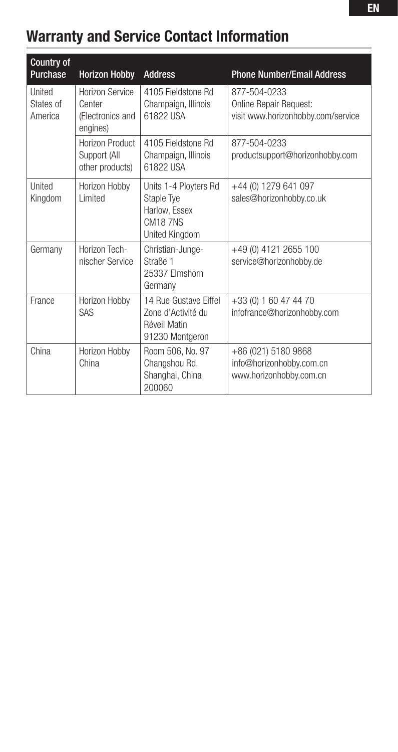## Warranty and Service Contact Information

| Country of Purchase | Horizon Hobby | Address | Phone Number/Email Address |
|---|---|---|---|
| United States of America | Horizon Service Center (Electronics and engines) | 4105 Fieldstone Rd Champaign, Illinois 61822 USA | 877-504-0233 Online Repair Request: visit www.horizonhobby.com/service |
| | Horizon Product Support (All other products) | 4105 Fieldstone Rd Champaign, Illinois 61822 USA | 877-504-0233 productsupport@horizonhobby.com |
| United Kingdom | Horizon Hobby Limited | Units 1-4 Ployters Rd Staple Tye Harlow, Essex CM18 7NS United Kingdom | +44 (0) 1279 641 097 sales@horizonhobby.co.uk |
| Germany | Horizon Technischer Service | Christian-Junge-Straße 1 25337 Elmshorn Germany | +49 (0) 4121 2655 100 service@horizonhobby.de |
| France | Horizon Hobby SAS | 14 Rue Gustave Eiffel Zone d'Activité du Réveil Matin 91230 Montgeron | +33 (0) 1 60 47 44 70 infofrance@horizonhobby.com |
| China | Horizon Hobby China | Room 506, No. 97 Changshou Rd. Shanghai, China 200060 | +86 (021) 5180 9868 info@horizonhobby.com.cn www.horizonhobby.com.cn |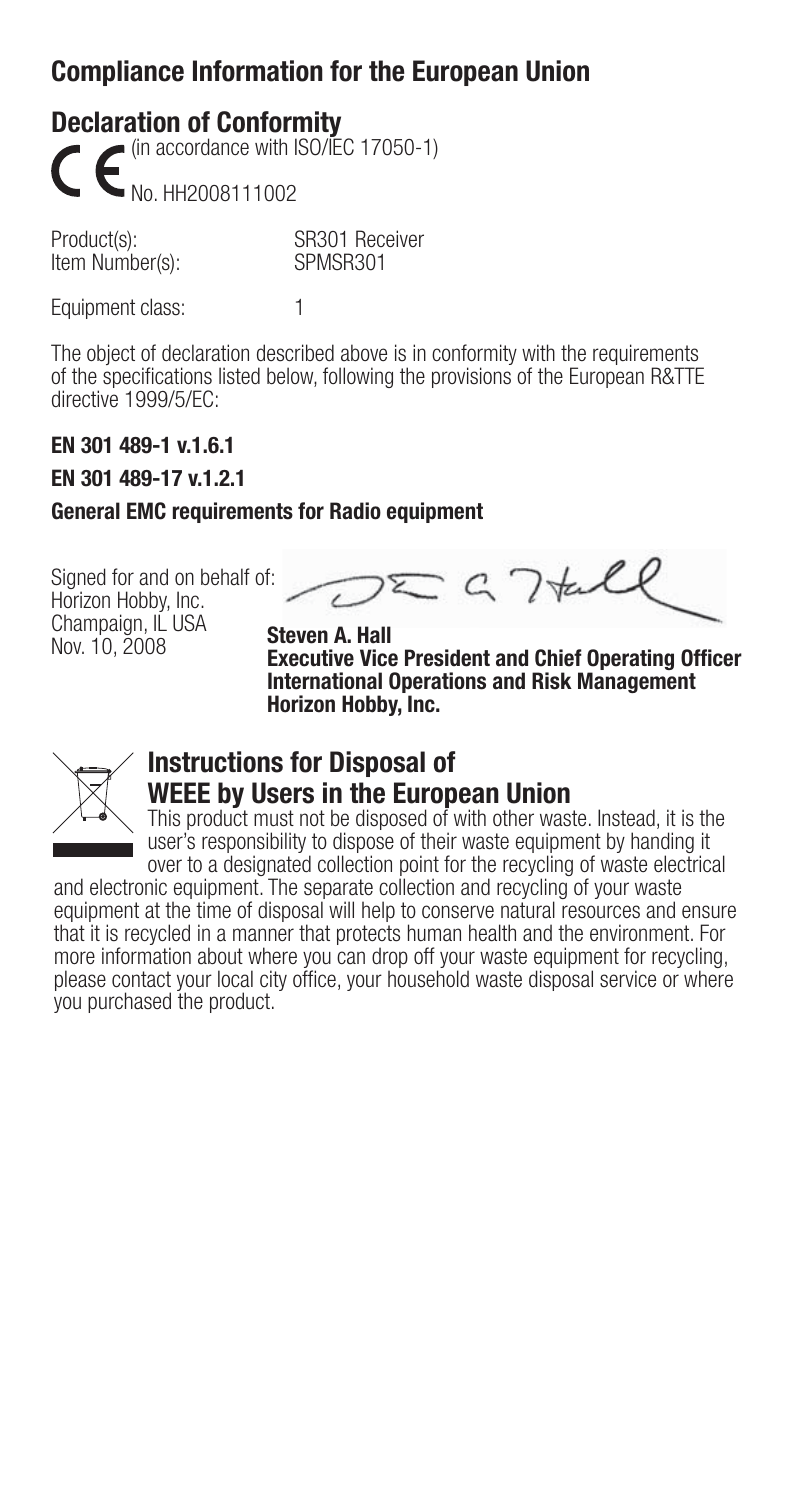## Compliance Information for the European Union

## Declaration of Conformity

(in accordance with ISO/IEC 17050-1)

No. HH2008111002

| | |
|---|---|
| Product(s): | SR301 Receiver |
| Item Number(s): | SPMSR301 |

Equipment class: 1

The object of declaration described above is in conformity with the requirements of the specifications listed below, following the provisions of the European R&TTE directive 1999/5/EC:

**EN 301 489-1 v.1.6.1**

**EN 301 489-17 v.1.2.1**

**General EMC requirements for Radio equipment**

Signed for and on behalf of:
Horizon Hobby, Inc.
Champaign, IL USA
Nov. 10, 2008

**Steven A. Hall**
**Executive Vice President and Chief Operating Officer**
**International Operations and Risk Management**
**Horizon Hobby, Inc.**

## Instructions for Disposal of WEEE by Users in the European Union

This product must not be disposed of with other waste. Instead, it is the user's responsibility to dispose of their waste equipment by handing it over to a designated collection point for the recycling of waste electrical and electronic equipment. The separate collection and recycling of your waste equipment at the time of disposal will help to conserve natural resources and ensure that it is recycled in a manner that protects human health and the environment. For more information about where you can drop off your waste equipment for recycling, please contact your local city office, your household waste disposal service or where you purchased the product.